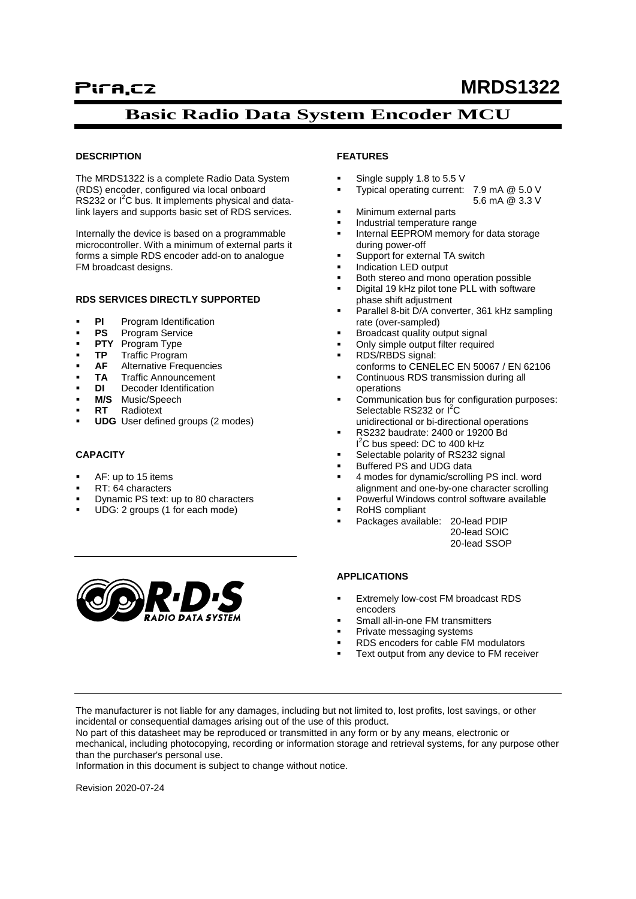Pira.cz

# MRDS1322

## Basic Radio Data System Encoder MCU

### DESCRIPTION

The MRDS1322 is a complete Radio Data System (RDS) encoder, configured via local onboard RS232 or I$^2$C bus. It implements physical and data-link layers and supports basic set of RDS services.

Internally the device is based on a programmable microcontroller. With a minimum of external parts it forms a simple RDS encoder add-on to analogue FM broadcast designs.

### RDS SERVICES DIRECTLY SUPPORTED

- **PI** Program Identification
- **PS** Program Service
- **PTY** Program Type
- **TP** Traffic Program
- **AF** Alternative Frequencies
- **TA** Traffic Announcement
- **DI** Decoder Identification
- **M/S** Music/Speech
- **RT** Radiotext
- **UDG** User defined groups (2 modes)

### CAPACITY

- AF: up to 15 items
- RT: 64 characters
- Dynamic PS text: up to 80 characters
- UDG: 2 groups (1 for each mode)

### FEATURES

- Single supply 1.8 to 5.5 V
- Typical operating current: 7.9 mA @ 5.0 V
  5.6 mA @ 3.3 V
- Minimum external parts
- Industrial temperature range
- Internal EEPROM memory for data storage during power-off
- Support for external TA switch
- Indication LED output
- Both stereo and mono operation possible
- Digital 19 kHz pilot tone PLL with software phase shift adjustment
- Parallel 8-bit D/A converter, 361 kHz sampling rate (over-sampled)
- Broadcast quality output signal
- Only simple output filter required
- RDS/RBDS signal:
  conforms to CENELEC EN 50067 / EN 62106
- Continuous RDS transmission during all operations
- Communication bus for configuration purposes: Selectable RS232 or I$^2$C
  unidirectional or bi-directional operations
- RS232 baudrate: 2400 or 19200 Bd
  I$^2$C bus speed: DC to 400 kHz
- Selectable polarity of RS232 signal
- Buffered PS and UDG data
- 4 modes for dynamic/scrolling PS incl. word alignment and one-by-one character scrolling
- Powerful Windows control software available
- RoHS compliant
- Packages available: 20-lead PDIP
  20-lead SOIC
  20-lead SSOP

### APPLICATIONS

- Extremely low-cost FM broadcast RDS encoders
- Small all-in-one FM transmitters
- Private messaging systems
- RDS encoders for cable FM modulators
- Text output from any device to FM receiver

The manufacturer is not liable for any damages, including but not limited to, lost profits, lost savings, or other incidental or consequential damages arising out of the use of this product.
No part of this datasheet may be reproduced or transmitted in any form or by any means, electronic or mechanical, including photocopying, recording or information storage and retrieval systems, for any purpose other than the purchaser's personal use.
Information in this document is subject to change without notice.

Revision 2020-07-24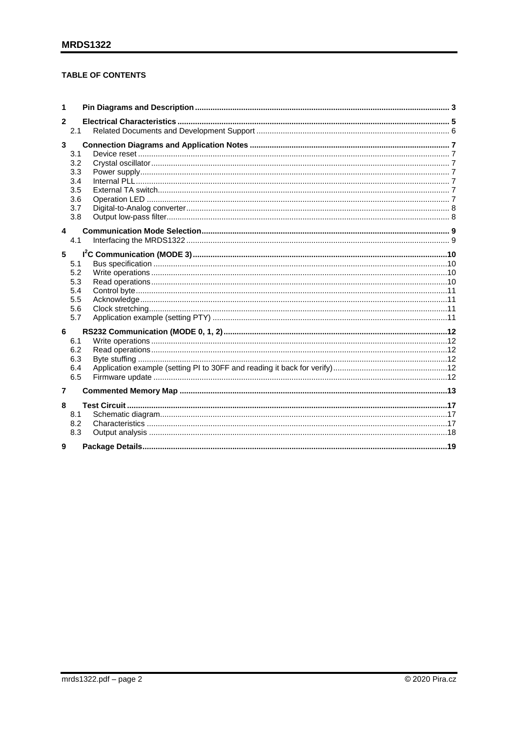**TABLE OF CONTENTS**

| | | |
|---|---|---|
| **1** | **Pin Diagrams and Description** | **3** |
| **2** | **Electrical Characteristics** | **5** |
| 2.1 | Related Documents and Development Support | 6 |
| **3** | **Connection Diagrams and Application Notes** | **7** |
| 3.1 | Device reset | 7 |
| 3.2 | Crystal oscillator | 7 |
| 3.3 | Power supply | 7 |
| 3.4 | Internal PLL | 7 |
| 3.5 | External TA switch | 7 |
| 3.6 | Operation LED | 7 |
| 3.7 | Digital-to-Analog converter | 8 |
| 3.8 | Output low-pass filter | 8 |
| **4** | **Communication Mode Selection** | **9** |
| 4.1 | Interfacing the MRDS1322 | 9 |
| **5** | **I²C Communication (MODE 3)** | **10** |
| 5.1 | Bus specification | 10 |
| 5.2 | Write operations | 10 |
| 5.3 | Read operations | 10 |
| 5.4 | Control byte | 11 |
| 5.5 | Acknowledge | 11 |
| 5.6 | Clock stretching | 11 |
| 5.7 | Application example (setting PTY) | 11 |
| **6** | **RS232 Communication (MODE 0, 1, 2)** | **12** |
| 6.1 | Write operations | 12 |
| 6.2 | Read operations | 12 |
| 6.3 | Byte stuffing | 12 |
| 6.4 | Application example (setting PI to 30FF and reading it back for verify) | 12 |
| 6.5 | Firmware update | 12 |
| **7** | **Commented Memory Map** | **13** |
| **8** | **Test Circuit** | **17** |
| 8.1 | Schematic diagram | 17 |
| 8.2 | Characteristics | 17 |
| 8.3 | Output analysis | 18 |
| **9** | **Package Details** | **19** |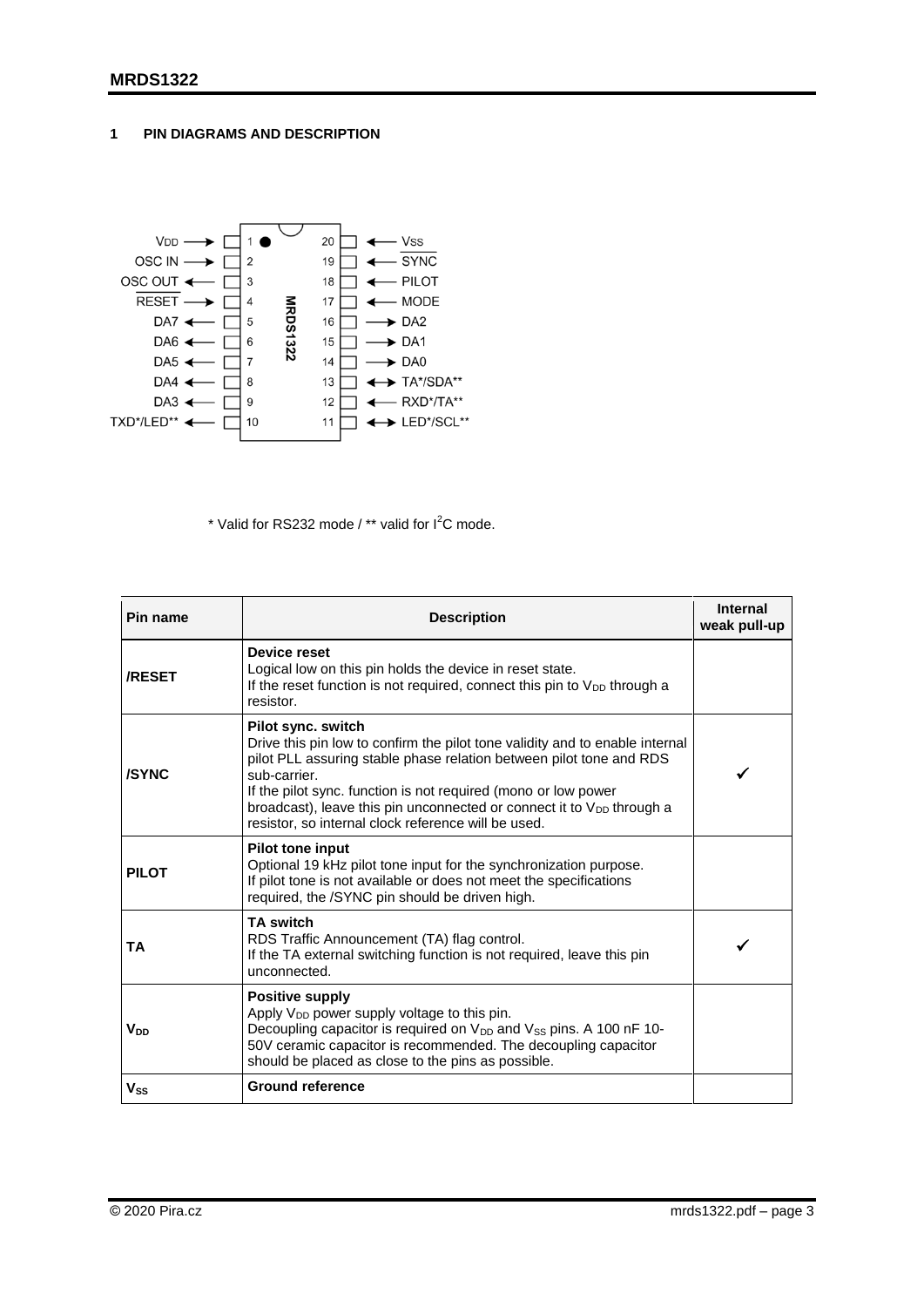# 1 PIN DIAGRAMS AND DESCRIPTION

| Pin | Signal | Direction | Pin | Signal | Direction |
|---|---|---|---|---|---|
| 1 | VDD | → (in) | 20 | VSS | ← (in) |
| 2 | OSC IN | → (in) | 19 | /SYNC | ← (in) |
| 3 | OSC OUT | ← (out) | 18 | PILOT | ← (in) |
| 4 | /RESET | → (in) | 17 | MODE | ← (in) |
| 5 | DA7 | ← (out) | 16 | DA2 | → (out) |
| 6 | DA6 | ← (out) | 15 | DA1 | → (out) |
| 7 | DA5 | ← (out) | 14 | DA0 | → (out) |
| 8 | DA4 | ← (out) | 13 | TA*/SDA** | ↔ |
| 9 | DA3 | ← (out) | 12 | RXD*/TA** | ← (in) |
| 10 | TXD*/LED** | ← (out) | 11 | LED*/SCL** | ↔ |

MRDS1322

* Valid for RS232 mode / ** valid for I$^2$C mode.

| Pin name | Description | Internal weak pull-up |
|---|---|---|
| **/RESET** | **Device reset**<br>Logical low on this pin holds the device in reset state.<br>If the reset function is not required, connect this pin to $V_{DD}$ through a resistor. | |
| **/SYNC** | **Pilot sync. switch**<br>Drive this pin low to confirm the pilot tone validity and to enable internal pilot PLL assuring stable phase relation between pilot tone and RDS sub-carrier.<br>If the pilot sync. function is not required (mono or low power broadcast), leave this pin unconnected or connect it to $V_{DD}$ through a resistor, so internal clock reference will be used. | ✓ |
| **PILOT** | **Pilot tone input**<br>Optional 19 kHz pilot tone input for the synchronization purpose.<br>If pilot tone is not available or does not meet the specifications required, the /SYNC pin should be driven high. | |
| **TA** | **TA switch**<br>RDS Traffic Announcement (TA) flag control.<br>If the TA external switching function is not required, leave this pin unconnected. | ✓ |
| **$V_{DD}$** | **Positive supply**<br>Apply $V_{DD}$ power supply voltage to this pin.<br>Decoupling capacitor is required on $V_{DD}$ and $V_{SS}$ pins. A 100 nF 10-50V ceramic capacitor is recommended. The decoupling capacitor should be placed as close to the pins as possible. | |
| **$V_{SS}$** | **Ground reference** | |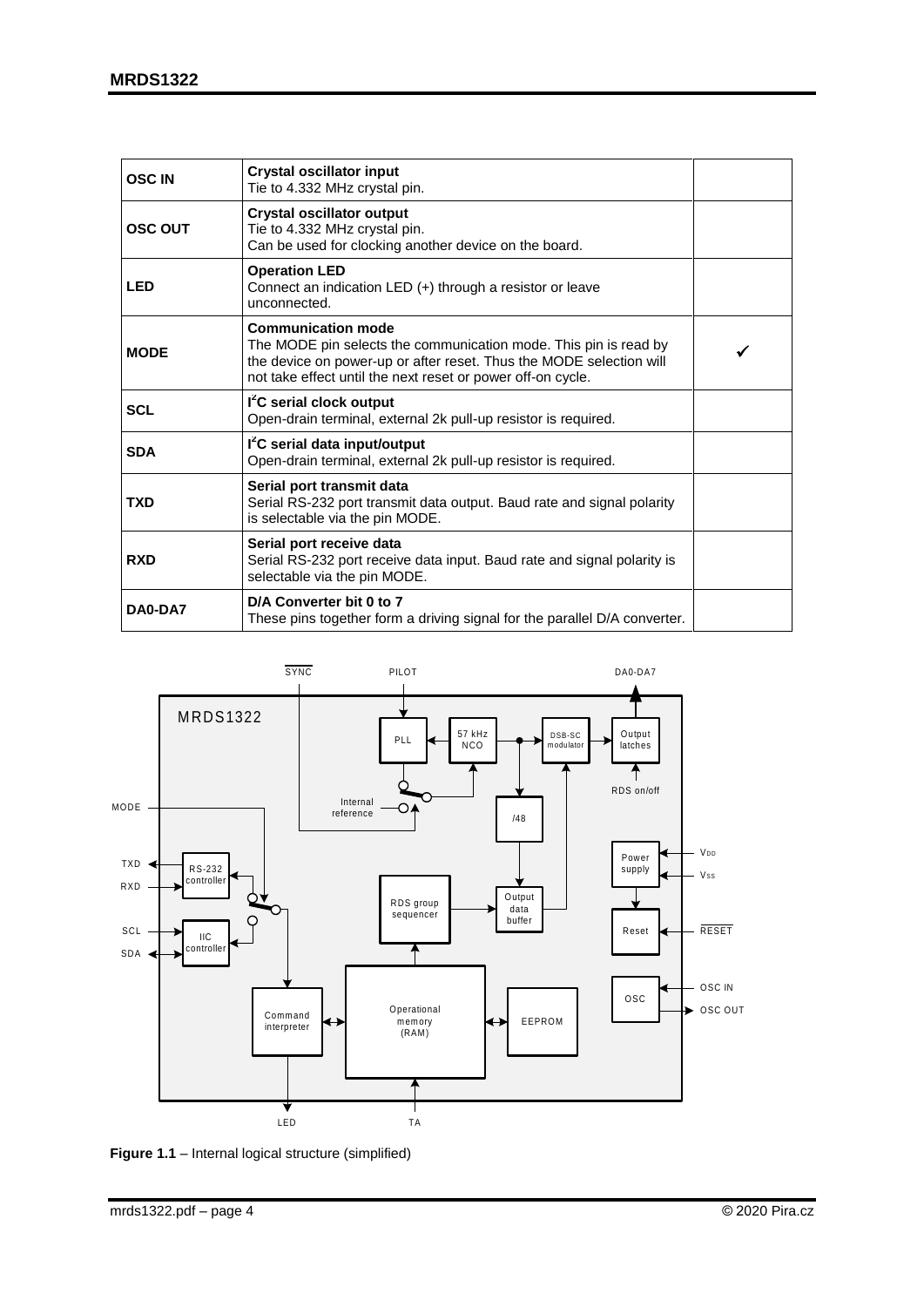| | | |
|---|---|---|
| **OSC IN** | **Crystal oscillator input**<br>Tie to 4.332 MHz crystal pin. | |
| **OSC OUT** | **Crystal oscillator output**<br>Tie to 4.332 MHz crystal pin.<br>Can be used for clocking another device on the board. | |
| **LED** | **Operation LED**<br>Connect an indication LED (+) through a resistor or leave unconnected. | |
| **MODE** | **Communication mode**<br>The MODE pin selects the communication mode. This pin is read by the device on power-up or after reset. Thus the MODE selection will not take effect until the next reset or power off-on cycle. | ✓ |
| **SCL** | **I²C serial clock output**<br>Open-drain terminal, external 2k pull-up resistor is required. | |
| **SDA** | **I²C serial data input/output**<br>Open-drain terminal, external 2k pull-up resistor is required. | |
| **TXD** | **Serial port transmit data**<br>Serial RS-232 port transmit data output. Baud rate and signal polarity is selectable via the pin MODE. | |
| **RXD** | **Serial port receive data**<br>Serial RS-232 port receive data input. Baud rate and signal polarity is selectable via the pin MODE. | |
| **DA0-DA7** | **D/A Converter bit 0 to 7**<br>These pins together form a driving signal for the parallel D/A converter. | |

**Figure 1.1** – Internal logical structure (simplified)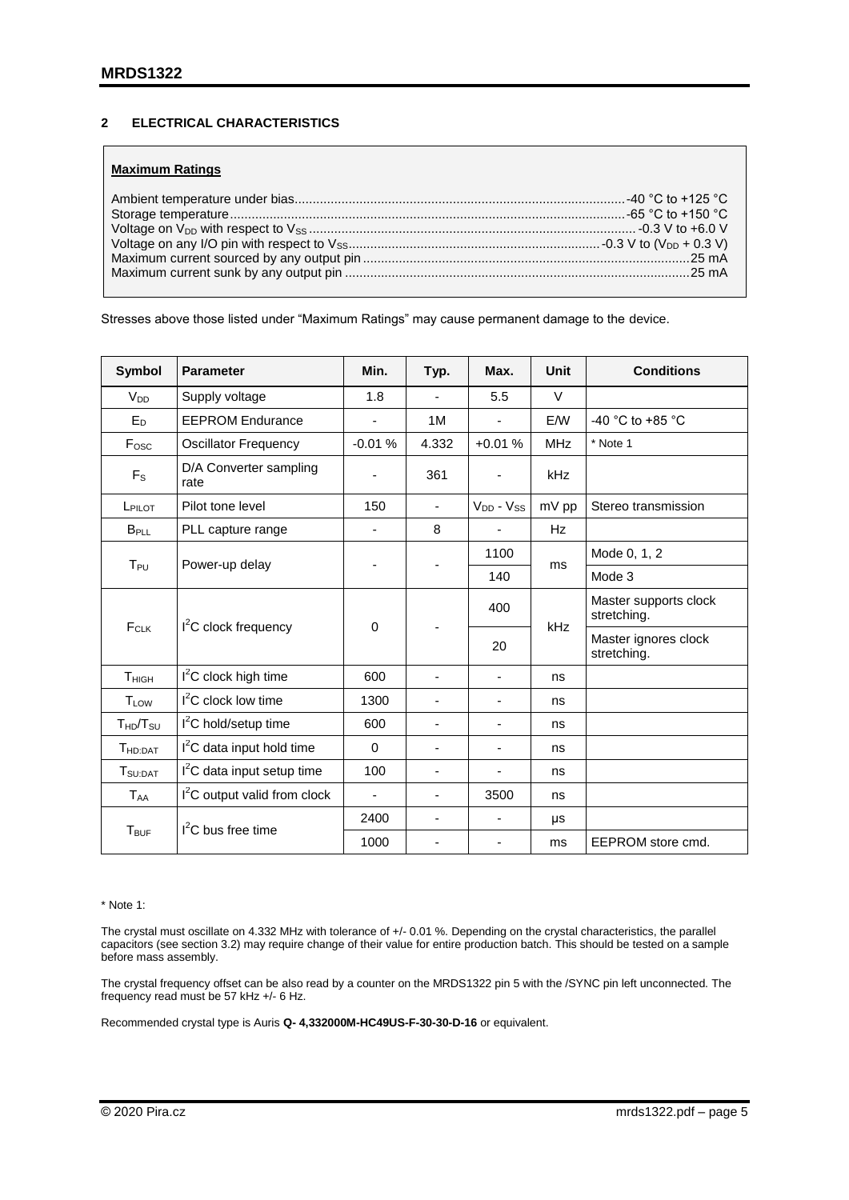## 2 ELECTRICAL CHARACTERISTICS

**Maximum Ratings**

Ambient temperature under bias: -40 °C to +125 °C
Storage temperature: -65 °C to +150 °C
Voltage on $V_{DD}$ with respect to $V_{SS}$: -0.3 V to +6.0 V
Voltage on any I/O pin with respect to $V_{SS}$: -0.3 V to ($V_{DD}$ + 0.3 V)
Maximum current sourced by any output pin: 25 mA
Maximum current sunk by any output pin: 25 mA

Stresses above those listed under "Maximum Ratings" may cause permanent damage to the device.

| Symbol | Parameter | Min. | Typ. | Max. | Unit | Conditions |
|---|---|---|---|---|---|---|
| $V_{DD}$ | Supply voltage | 1.8 | - | 5.5 | V | |
| $E_D$ | EEPROM Endurance | - | 1M | - | E/W | -40 °C to +85 °C |
| $F_{OSC}$ | Oscillator Frequency | -0.01 % | 4.332 | +0.01 % | MHz | * Note 1 |
| $F_S$ | D/A Converter sampling rate | - | 361 | - | kHz | |
| $L_{PILOT}$ | Pilot tone level | 150 | - | $V_{DD}$ - $V_{SS}$ | mV pp | Stereo transmission |
| $B_{PLL}$ | PLL capture range | - | 8 | - | Hz | |
| $T_{PU}$ | Power-up delay | - | - | 1100 | ms | Mode 0, 1, 2 |
| | | | | 140 | | Mode 3 |
| $F_{CLK}$ | $I^2C$ clock frequency | 0 | - | 400 | kHz | Master supports clock stretching. |
| | | | | 20 | | Master ignores clock stretching. |
| $T_{HIGH}$ | $I^2C$ clock high time | 600 | - | - | ns | |
| $T_{LOW}$ | $I^2C$ clock low time | 1300 | - | - | ns | |
| $T_{HD}/T_{SU}$ | $I^2C$ hold/setup time | 600 | - | - | ns | |
| $T_{HD:DAT}$ | $I^2C$ data input hold time | 0 | - | - | ns | |
| $T_{SU:DAT}$ | $I^2C$ data input setup time | 100 | - | - | ns | |
| $T_{AA}$ | $I^2C$ output valid from clock | - | - | 3500 | ns | |
| $T_{BUF}$ | $I^2C$ bus free time | 2400 | - | - | µs | |
| | | 1000 | - | - | ms | EEPROM store cmd. |

\* Note 1:

The crystal must oscillate on 4.332 MHz with tolerance of +/- 0.01 %. Depending on the crystal characteristics, the parallel capacitors (see section 3.2) may require change of their value for entire production batch. This should be tested on a sample before mass assembly.

The crystal frequency offset can be also read by a counter on the MRDS1322 pin 5 with the /SYNC pin left unconnected. The frequency read must be 57 kHz +/- 6 Hz.

Recommended crystal type is Auris **Q- 4,332000M-HC49US-F-30-30-D-16** or equivalent.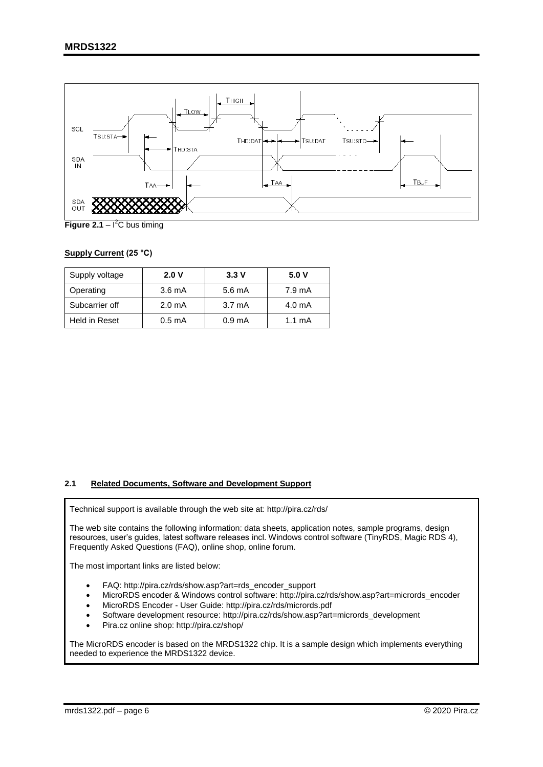**Figure 2.1** – I$^2$C bus timing

**Supply Current (25 °C)**

| Supply voltage | **2.0 V** | **3.3 V** | **5.0 V** |
|---|---|---|---|
| Operating | 3.6 mA | 5.6 mA | 7.9 mA |
| Subcarrier off | 2.0 mA | 3.7 mA | 4.0 mA |
| Held in Reset | 0.5 mA | 0.9 mA | 1.1 mA |

## 2.1 Related Documents, Software and Development Support

Technical support is available through the web site at: http://pira.cz/rds/

The web site contains the following information: data sheets, application notes, sample programs, design resources, user's guides, latest software releases incl. Windows control software (TinyRDS, Magic RDS 4), Frequently Asked Questions (FAQ), online shop, online forum.

The most important links are listed below:

- FAQ: http://pira.cz/rds/show.asp?art=rds_encoder_support
- MicroRDS encoder & Windows control software: http://pira.cz/rds/show.asp?art=micrords_encoder
- MicroRDS Encoder - User Guide: http://pira.cz/rds/micrords.pdf
- Software development resource: http://pira.cz/rds/show.asp?art=micrords_development
- Pira.cz online shop: http://pira.cz/shop/

The MicroRDS encoder is based on the MRDS1322 chip. It is a sample design which implements everything needed to experience the MRDS1322 device.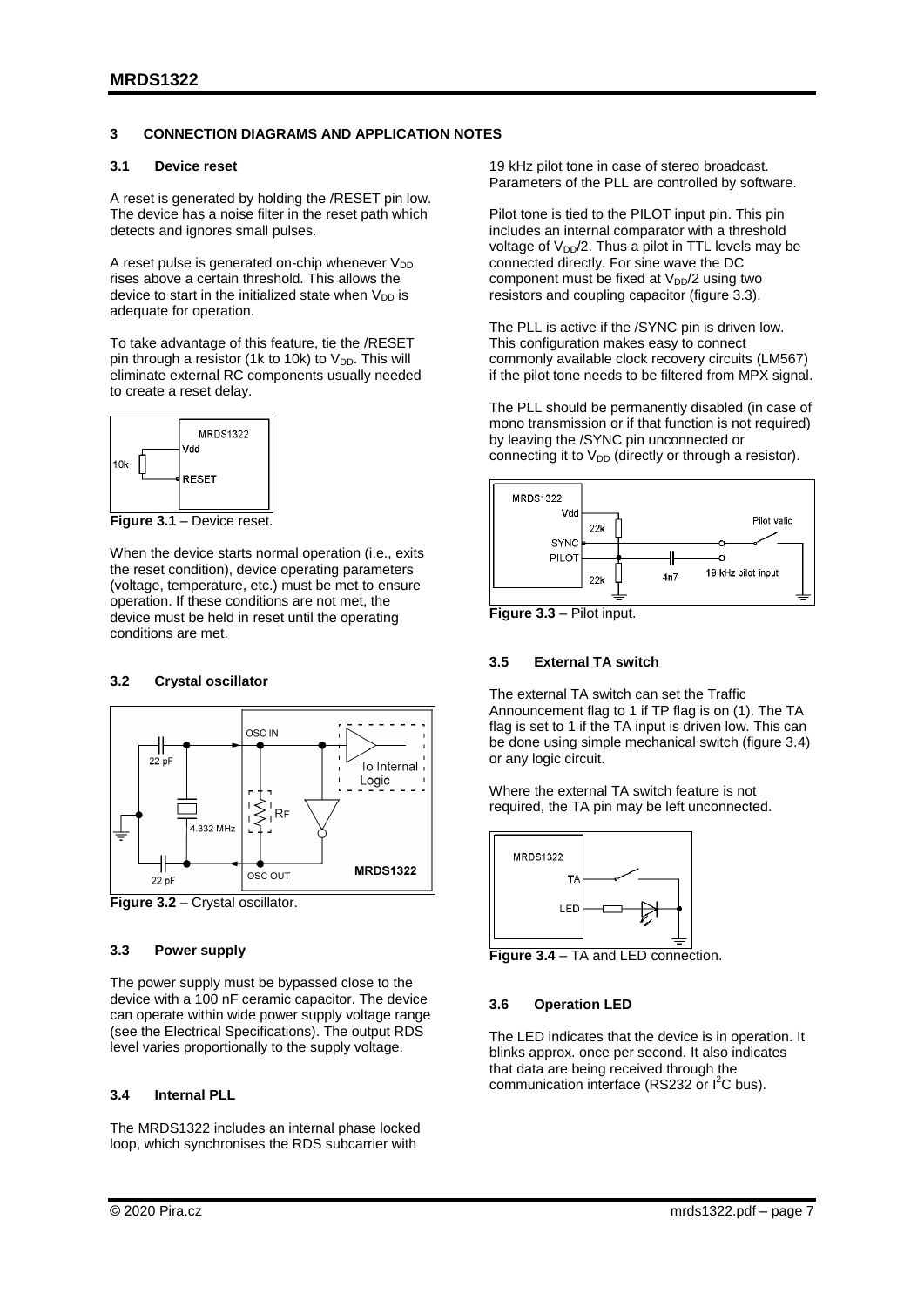## 3 CONNECTION DIAGRAMS AND APPLICATION NOTES

### 3.1 Device reset

A reset is generated by holding the /RESET pin low. The device has a noise filter in the reset path which detects and ignores small pulses.

A reset pulse is generated on-chip whenever $V_{DD}$ rises above a certain threshold. This allows the device to start in the initialized state when $V_{DD}$ is adequate for operation.

To take advantage of this feature, tie the /RESET pin through a resistor (1k to 10k) to $V_{DD}$. This will eliminate external RC components usually needed to create a reset delay.

**Figure 3.1** – Device reset.

When the device starts normal operation (i.e., exits the reset condition), device operating parameters (voltage, temperature, etc.) must be met to ensure operation. If these conditions are not met, the device must be held in reset until the operating conditions are met.

### 3.2 Crystal oscillator

**Figure 3.2** – Crystal oscillator.

### 3.3 Power supply

The power supply must be bypassed close to the device with a 100 nF ceramic capacitor. The device can operate within wide power supply voltage range (see the Electrical Specifications). The output RDS level varies proportionally to the supply voltage.

### 3.4 Internal PLL

The MRDS1322 includes an internal phase locked loop, which synchronises the RDS subcarrier with 19 kHz pilot tone in case of stereo broadcast. Parameters of the PLL are controlled by software.

Pilot tone is tied to the PILOT input pin. This pin includes an internal comparator with a threshold voltage of $V_{DD}/2$. Thus a pilot in TTL levels may be connected directly. For sine wave the DC component must be fixed at $V_{DD}/2$ using two resistors and coupling capacitor (figure 3.3).

The PLL is active if the /SYNC pin is driven low. This configuration makes easy to connect commonly available clock recovery circuits (LM567) if the pilot tone needs to be filtered from MPX signal.

The PLL should be permanently disabled (in case of mono transmission or if that function is not required) by leaving the /SYNC pin unconnected or connecting it to $V_{DD}$ (directly or through a resistor).

**Figure 3.3** – Pilot input.

### 3.5 External TA switch

The external TA switch can set the Traffic Announcement flag to 1 if TP flag is on (1). The TA flag is set to 1 if the TA input is driven low. This can be done using simple mechanical switch (figure 3.4) or any logic circuit.

Where the external TA switch feature is not required, the TA pin may be left unconnected.

**Figure 3.4** – TA and LED connection.

### 3.6 Operation LED

The LED indicates that the device is in operation. It blinks approx. once per second. It also indicates that data are being received through the communication interface (RS232 or $I^2C$ bus).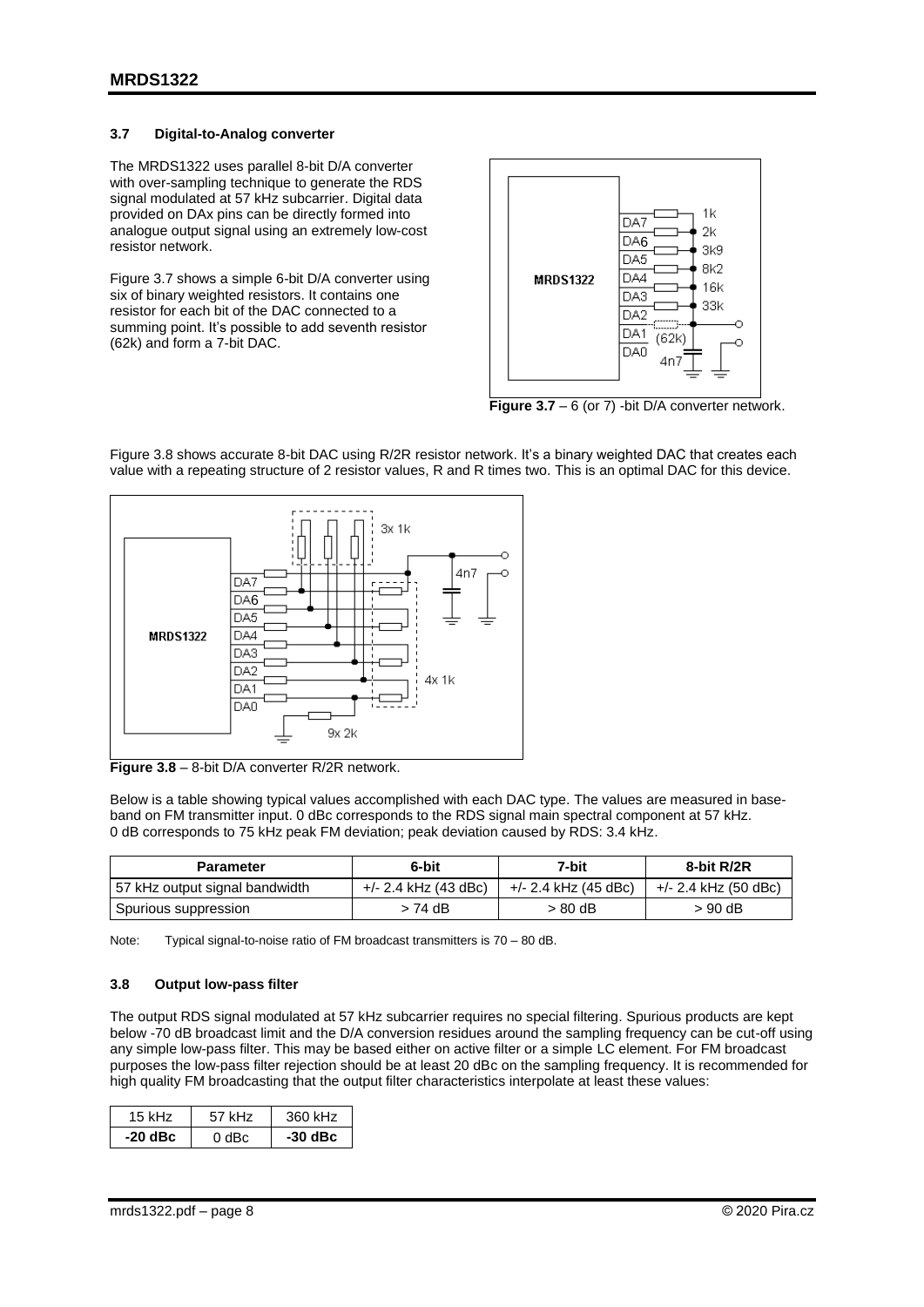### 3.7 Digital-to-Analog converter

The MRDS1322 uses parallel 8-bit D/A converter with over-sampling technique to generate the RDS signal modulated at 57 kHz subcarrier. Digital data provided on DAx pins can be directly formed into analogue output signal using an extremely low-cost resistor network.

Figure 3.7 shows a simple 6-bit D/A converter using six of binary weighted resistors. It contains one resistor for each bit of the DAC connected to a summing point. It's possible to add seventh resistor (62k) and form a 7-bit DAC.

**Figure 3.7** – 6 (or 7) -bit D/A converter network.

Figure 3.8 shows accurate 8-bit DAC using R/2R resistor network. It's a binary weighted DAC that creates each value with a repeating structure of 2 resistor values, R and R times two. This is an optimal DAC for this device.

**Figure 3.8** – 8-bit D/A converter R/2R network.

Below is a table showing typical values accomplished with each DAC type. The values are measured in base-band on FM transmitter input. 0 dBc corresponds to the RDS signal main spectral component at 57 kHz. 0 dB corresponds to 75 kHz peak FM deviation; peak deviation caused by RDS: 3.4 kHz.

| Parameter | 6-bit | 7-bit | 8-bit R/2R |
| --- | --- | --- | --- |
| 57 kHz output signal bandwidth | +/- 2.4 kHz (43 dBc) | +/- 2.4 kHz (45 dBc) | +/- 2.4 kHz (50 dBc) |
| Spurious suppression | > 74 dB | > 80 dB | > 90 dB |

Note: Typical signal-to-noise ratio of FM broadcast transmitters is 70 – 80 dB.

### 3.8 Output low-pass filter

The output RDS signal modulated at 57 kHz subcarrier requires no special filtering. Spurious products are kept below -70 dB broadcast limit and the D/A conversion residues around the sampling frequency can be cut-off using any simple low-pass filter. This may be based either on active filter or a simple LC element. For FM broadcast purposes the low-pass filter rejection should be at least 20 dBc on the sampling frequency. It is recommended for high quality FM broadcasting that the output filter characteristics interpolate at least these values:

| 15 kHz | 57 kHz | 360 kHz |
| --- | --- | --- |
| **-20 dBc** | 0 dBc | **-30 dBc** |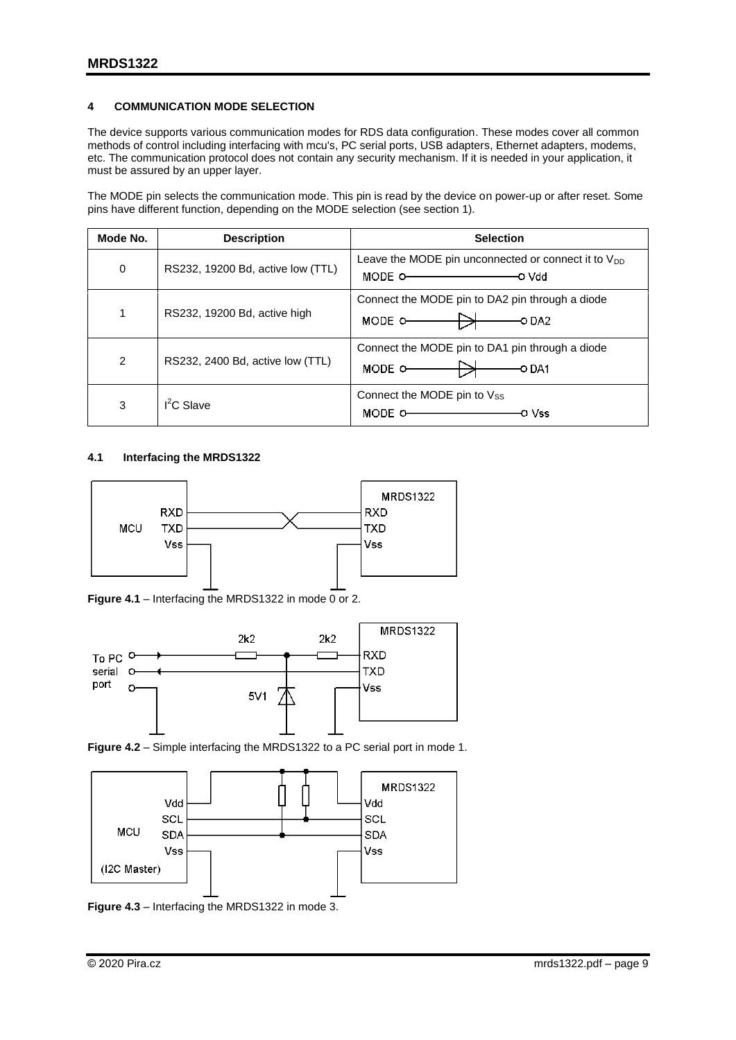## 4 COMMUNICATION MODE SELECTION

The device supports various communication modes for RDS data configuration. These modes cover all common methods of control including interfacing with mcu's, PC serial ports, USB adapters, Ethernet adapters, modems, etc. The communication protocol does not contain any security mechanism. If it is needed in your application, it must be assured by an upper layer.

The MODE pin selects the communication mode. This pin is read by the device on power-up or after reset. Some pins have different function, depending on the MODE selection (see section 1).

| Mode No. | Description | Selection |
| --- | --- | --- |
| 0 | RS232, 19200 Bd, active low (TTL) | Leave the MODE pin unconnected or connect it to $V_{DD}$ |
| 1 | RS232, 19200 Bd, active high | Connect the MODE pin to DA2 pin through a diode |
| 2 | RS232, 2400 Bd, active low (TTL) | Connect the MODE pin to DA1 pin through a diode |
| 3 | $I^2C$ Slave | Connect the MODE pin to $V_{SS}$ |

### 4.1 Interfacing the MRDS1322

**Figure 4.1** – Interfacing the MRDS1322 in mode 0 or 2.

**Figure 4.2** – Simple interfacing the MRDS1322 to a PC serial port in mode 1.

**Figure 4.3** – Interfacing the MRDS1322 in mode 3.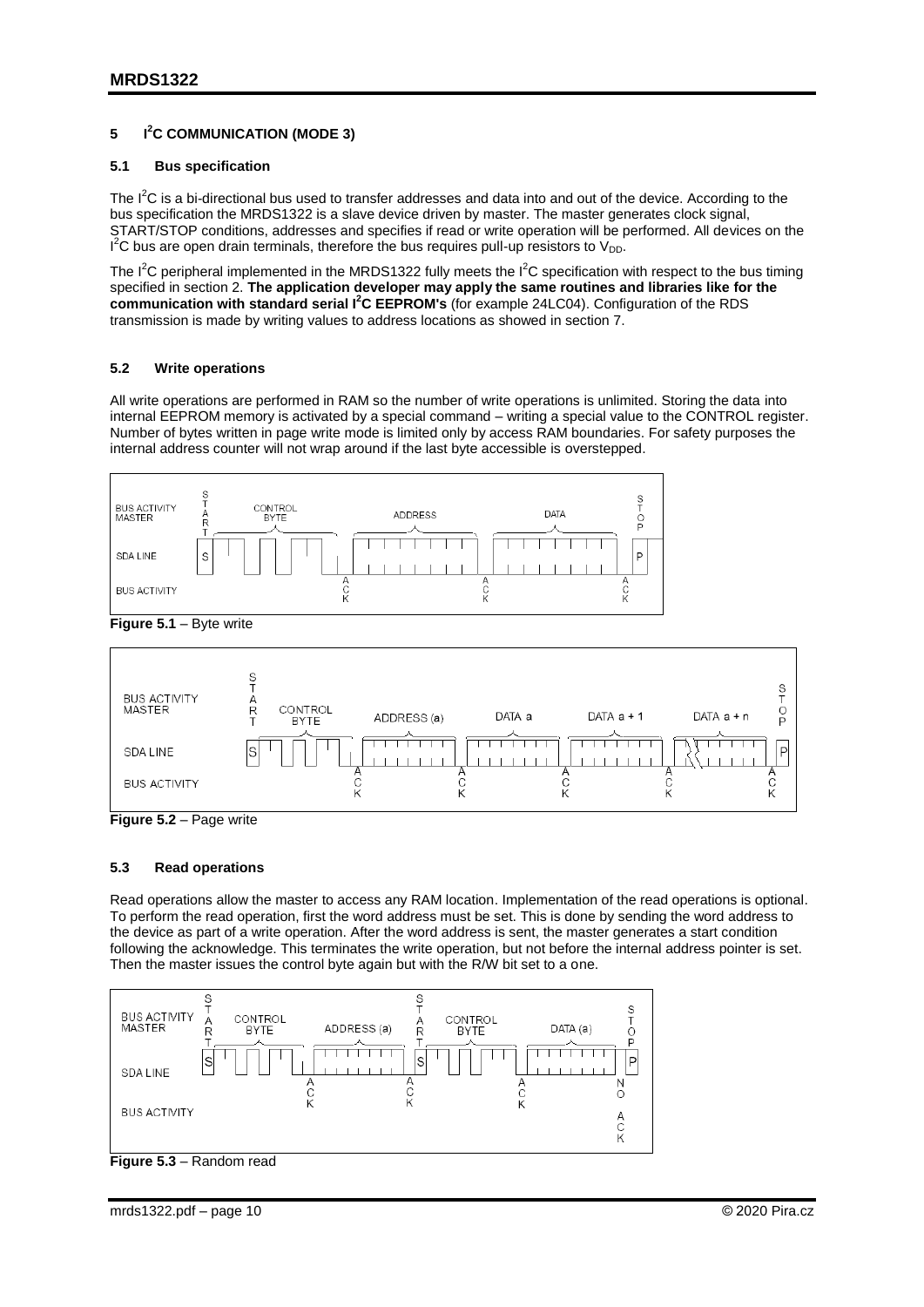## 5 I²C COMMUNICATION (MODE 3)

### 5.1 Bus specification

The I²C is a bi-directional bus used to transfer addresses and data into and out of the device. According to the bus specification the MRDS1322 is a slave device driven by master. The master generates clock signal, START/STOP conditions, addresses and specifies if read or write operation will be performed. All devices on the I²C bus are open drain terminals, therefore the bus requires pull-up resistors to $V_{DD}$.

The I²C peripheral implemented in the MRDS1322 fully meets the I²C specification with respect to the bus timing specified in section 2. **The application developer may apply the same routines and libraries like for the communication with standard serial I²C EEPROM's** (for example 24LC04). Configuration of the RDS transmission is made by writing values to address locations as showed in section 7.

### 5.2 Write operations

All write operations are performed in RAM so the number of write operations is unlimited. Storing the data into internal EEPROM memory is activated by a special command – writing a special value to the CONTROL register. Number of bytes written in page write mode is limited only by access RAM boundaries. For safety purposes the internal address counter will not wrap around if the last byte accessible is overstepped.

**Figure 5.1** – Byte write

**Figure 5.2** – Page write

### 5.3 Read operations

Read operations allow the master to access any RAM location. Implementation of the read operations is optional. To perform the read operation, first the word address must be set. This is done by sending the word address to the device as part of a write operation. After the word address is sent, the master generates a start condition following the acknowledge. This terminates the write operation, but not before the internal address pointer is set. Then the master issues the control byte again but with the R/W bit set to a one.

**Figure 5.3** – Random read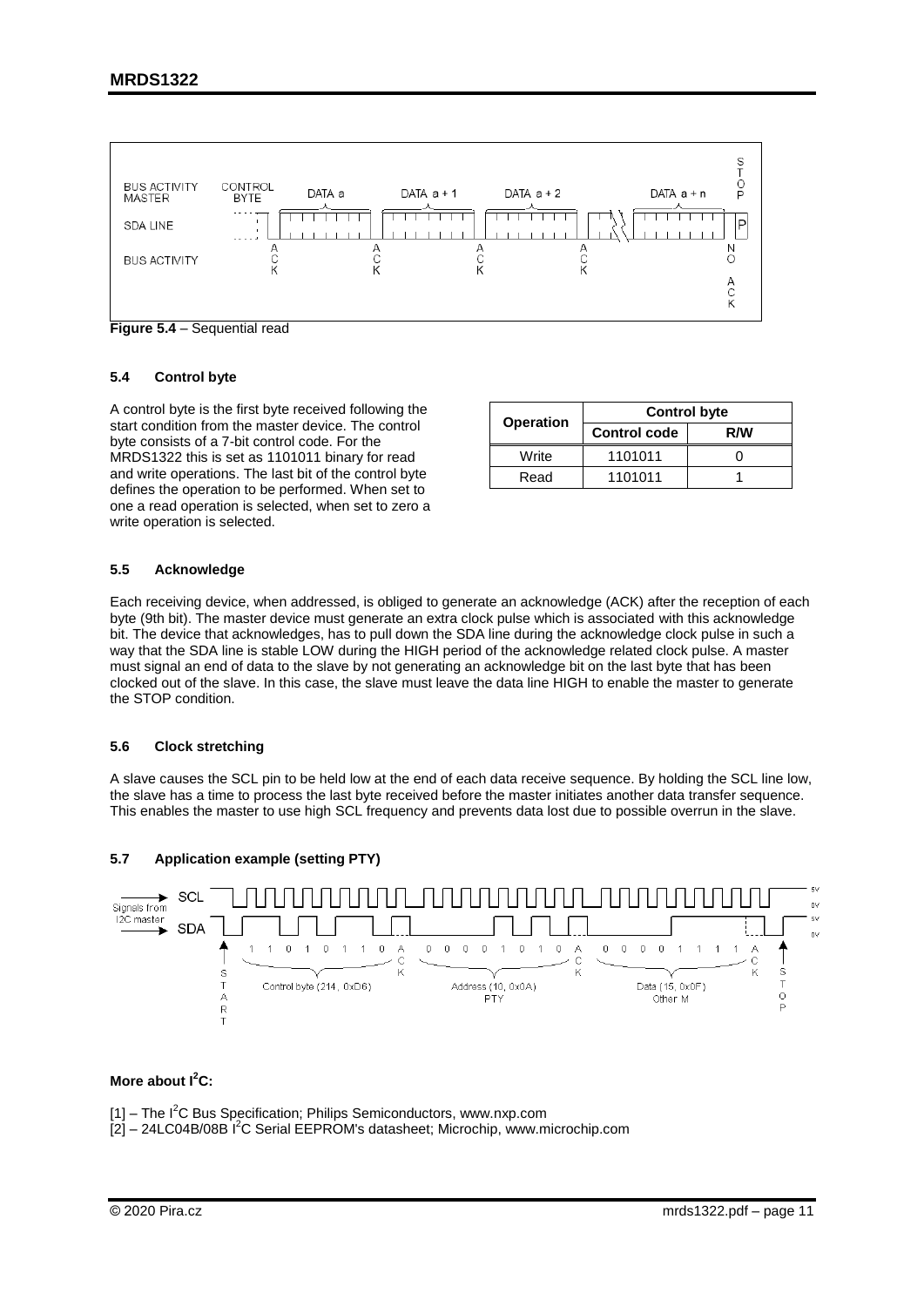**Figure 5.4** – Sequential read

### 5.4 Control byte

A control byte is the first byte received following the start condition from the master device. The control byte consists of a 7-bit control code. For the MRDS1322 this is set as 1101011 binary for read and write operations. The last bit of the control byte defines the operation to be performed. When set to one a read operation is selected, when set to zero a write operation is selected.

| Operation | Control byte | |
|---|---|---|
| | Control code | R/W |
| Write | 1101011 | 0 |
| Read | 1101011 | 1 |

### 5.5 Acknowledge

Each receiving device, when addressed, is obliged to generate an acknowledge (ACK) after the reception of each byte (9th bit). The master device must generate an extra clock pulse which is associated with this acknowledge bit. The device that acknowledges, has to pull down the SDA line during the acknowledge clock pulse in such a way that the SDA line is stable LOW during the HIGH period of the acknowledge related clock pulse. A master must signal an end of data to the slave by not generating an acknowledge bit on the last byte that has been clocked out of the slave. In this case, the slave must leave the data line HIGH to enable the master to generate the STOP condition.

### 5.6 Clock stretching

A slave causes the SCL pin to be held low at the end of each data receive sequence. By holding the SCL line low, the slave has a time to process the last byte received before the master initiates another data transfer sequence. This enables the master to use high SCL frequency and prevents data lost due to possible overrun in the slave.

### 5.7 Application example (setting PTY)

**More about I$^2$C:**

[1] – The I$^2$C Bus Specification; Philips Semiconductors, www.nxp.com
[2] – 24LC04B/08B I$^2$C Serial EEPROM's datasheet; Microchip, www.microchip.com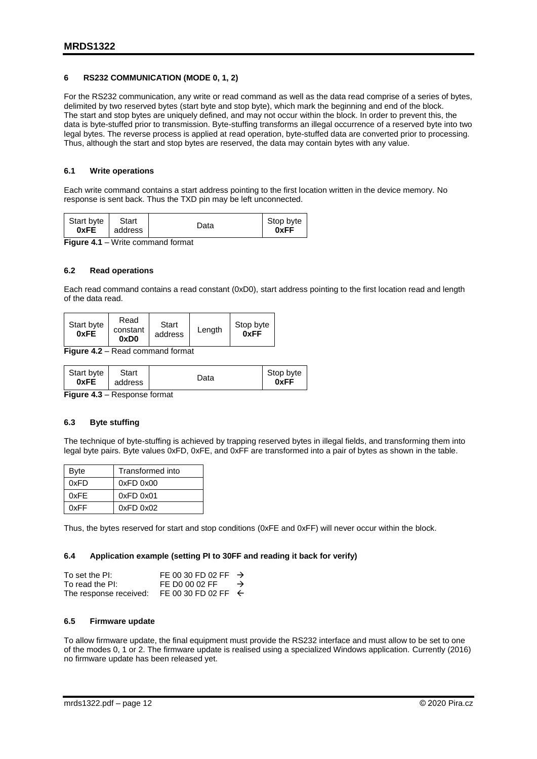## 6 RS232 COMMUNICATION (MODE 0, 1, 2)

For the RS232 communication, any write or read command as well as the data read comprise of a series of bytes, delimited by two reserved bytes (start byte and stop byte), which mark the beginning and end of the block. The start and stop bytes are uniquely defined, and may not occur within the block. In order to prevent this, the data is byte-stuffed prior to transmission. Byte-stuffing transforms an illegal occurrence of a reserved byte into two legal bytes. The reverse process is applied at read operation, byte-stuffed data are converted prior to processing. Thus, although the start and stop bytes are reserved, the data may contain bytes with any value.

### 6.1 Write operations

Each write command contains a start address pointing to the first location written in the device memory. No response is sent back. Thus the TXD pin may be left unconnected.

| Start byte **0xFE** | Start address | Data | Stop byte **0xFF** |
|---|---|---|---|

**Figure 4.1** – Write command format

### 6.2 Read operations

Each read command contains a read constant (0xD0), start address pointing to the first location read and length of the data read.

| Start byte **0xFE** | Read constant **0xD0** | Start address | Length | Stop byte **0xFF** |
|---|---|---|---|---|

**Figure 4.2** – Read command format

| Start byte **0xFE** | Start address | Data | Stop byte **0xFF** |
|---|---|---|---|

**Figure 4.3** – Response format

### 6.3 Byte stuffing

The technique of byte-stuffing is achieved by trapping reserved bytes in illegal fields, and transforming them into legal byte pairs. Byte values 0xFD, 0xFE, and 0xFF are transformed into a pair of bytes as shown in the table.

| Byte | Transformed into |
|---|---|
| 0xFD | 0xFD 0x00 |
| 0xFE | 0xFD 0x01 |
| 0xFF | 0xFD 0x02 |

Thus, the bytes reserved for start and stop conditions (0xFE and 0xFF) will never occur within the block.

### 6.4 Application example (setting PI to 30FF and reading it back for verify)

| | | |
|---|---|---|
| To set the PI: | FE 00 30 FD 02 FF | → |
| To read the PI: | FE D0 00 02 FF | → |
| The response received: | FE 00 30 FD 02 FF | ← |

### 6.5 Firmware update

To allow firmware update, the final equipment must provide the RS232 interface and must allow to be set to one of the modes 0, 1 or 2. The firmware update is realised using a specialized Windows application. Currently (2016) no firmware update has been released yet.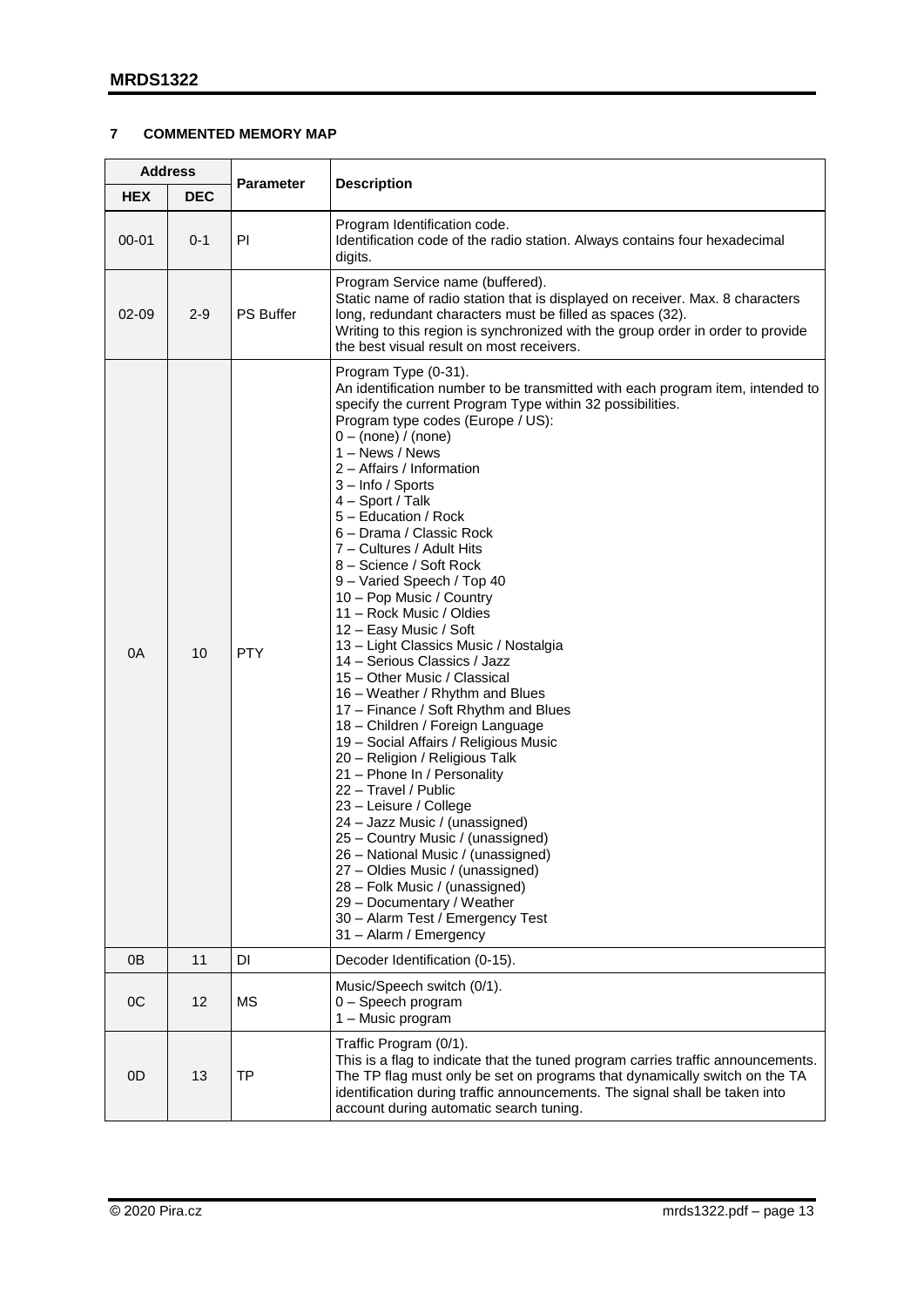## 7 COMMENTED MEMORY MAP

| Address | | Parameter | Description |
|---|---|---|---|
| **HEX** | **DEC** | | |
| 00-01 | 0-1 | PI | Program Identification code.<br>Identification code of the radio station. Always contains four hexadecimal digits. |
| 02-09 | 2-9 | PS Buffer | Program Service name (buffered).<br>Static name of radio station that is displayed on receiver. Max. 8 characters long, redundant characters must be filled as spaces (32).<br>Writing to this region is synchronized with the group order in order to provide the best visual result on most receivers. |
| 0A | 10 | PTY | Program Type (0-31).<br>An identification number to be transmitted with each program item, intended to specify the current Program Type within 32 possibilities.<br>Program type codes (Europe / US):<br>0 – (none) / (none)<br>1 – News / News<br>2 – Affairs / Information<br>3 – Info / Sports<br>4 – Sport / Talk<br>5 – Education / Rock<br>6 – Drama / Classic Rock<br>7 – Cultures / Adult Hits<br>8 – Science / Soft Rock<br>9 – Varied Speech / Top 40<br>10 – Pop Music / Country<br>11 – Rock Music / Oldies<br>12 – Easy Music / Soft<br>13 – Light Classics Music / Nostalgia<br>14 – Serious Classics / Jazz<br>15 – Other Music / Classical<br>16 – Weather / Rhythm and Blues<br>17 – Finance / Soft Rhythm and Blues<br>18 – Children / Foreign Language<br>19 – Social Affairs / Religious Music<br>20 – Religion / Religious Talk<br>21 – Phone In / Personality<br>22 – Travel / Public<br>23 – Leisure / College<br>24 – Jazz Music / (unassigned)<br>25 – Country Music / (unassigned)<br>26 – National Music / (unassigned)<br>27 – Oldies Music / (unassigned)<br>28 – Folk Music / (unassigned)<br>29 – Documentary / Weather<br>30 – Alarm Test / Emergency Test<br>31 – Alarm / Emergency |
| 0B | 11 | DI | Decoder Identification (0-15). |
| 0C | 12 | MS | Music/Speech switch (0/1).<br>0 – Speech program<br>1 – Music program |
| 0D | 13 | TP | Traffic Program (0/1).<br>This is a flag to indicate that the tuned program carries traffic announcements. The TP flag must only be set on programs that dynamically switch on the TA identification during traffic announcements. The signal shall be taken into account during automatic search tuning. |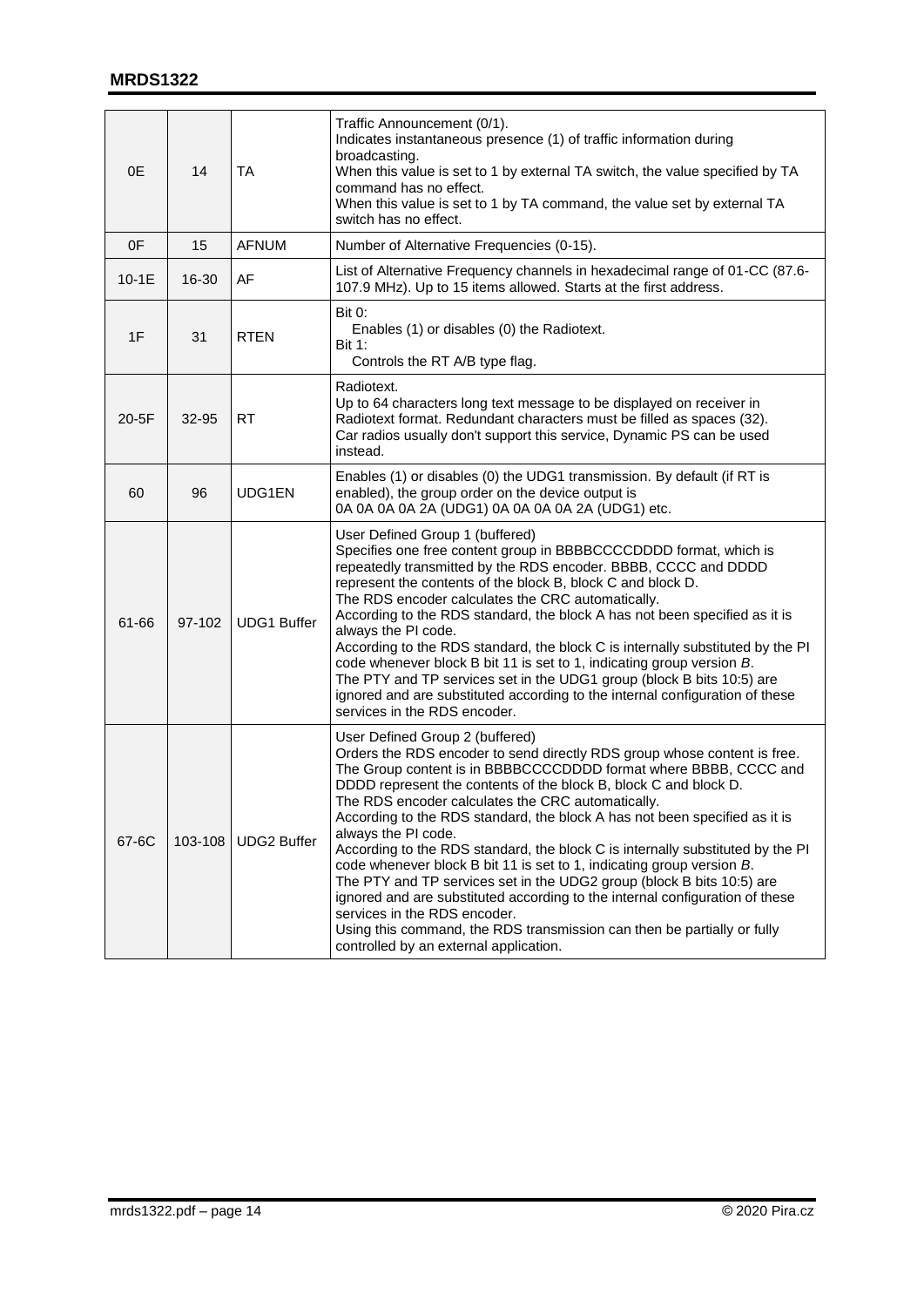| 0E | 14 | TA | Traffic Announcement (0/1).<br>Indicates instantaneous presence (1) of traffic information during broadcasting.<br>When this value is set to 1 by external TA switch, the value specified by TA command has no effect.<br>When this value is set to 1 by TA command, the value set by external TA switch has no effect. |
|---|---|---|---|
| 0F | 15 | AFNUM | Number of Alternative Frequencies (0-15). |
| 10-1E | 16-30 | AF | List of Alternative Frequency channels in hexadecimal range of 01-CC (87.6-107.9 MHz). Up to 15 items allowed. Starts at the first address. |
| 1F | 31 | RTEN | Bit 0:<br>Enables (1) or disables (0) the Radiotext.<br>Bit 1:<br>Controls the RT A/B type flag. |
| 20-5F | 32-95 | RT | Radiotext.<br>Up to 64 characters long text message to be displayed on receiver in Radiotext format. Redundant characters must be filled as spaces (32).<br>Car radios usually don't support this service, Dynamic PS can be used instead. |
| 60 | 96 | UDG1EN | Enables (1) or disables (0) the UDG1 transmission. By default (if RT is enabled), the group order on the device output is<br>0A 0A 0A 0A 2A (UDG1) 0A 0A 0A 0A 2A (UDG1) etc. |
| 61-66 | 97-102 | UDG1 Buffer | User Defined Group 1 (buffered)<br>Specifies one free content group in BBBBCCCCDDDD format, which is repeatedly transmitted by the RDS encoder. BBBB, CCCC and DDDD represent the contents of the block B, block C and block D.<br>The RDS encoder calculates the CRC automatically.<br>According to the RDS standard, the block A has not been specified as it is always the PI code.<br>According to the RDS standard, the block C is internally substituted by the PI code whenever block B bit 11 is set to 1, indicating group version *B*.<br>The PTY and TP services set in the UDG1 group (block B bits 10:5) are ignored and are substituted according to the internal configuration of these services in the RDS encoder. |
| 67-6C | 103-108 | UDG2 Buffer | User Defined Group 2 (buffered)<br>Orders the RDS encoder to send directly RDS group whose content is free. The Group content is in BBBBCCCCDDDD format where BBBB, CCCC and DDDD represent the contents of the block B, block C and block D.<br>The RDS encoder calculates the CRC automatically.<br>According to the RDS standard, the block A has not been specified as it is always the PI code.<br>According to the RDS standard, the block C is internally substituted by the PI code whenever block B bit 11 is set to 1, indicating group version *B*.<br>The PTY and TP services set in the UDG2 group (block B bits 10:5) are ignored and are substituted according to the internal configuration of these services in the RDS encoder.<br>Using this command, the RDS transmission can then be partially or fully controlled by an external application. |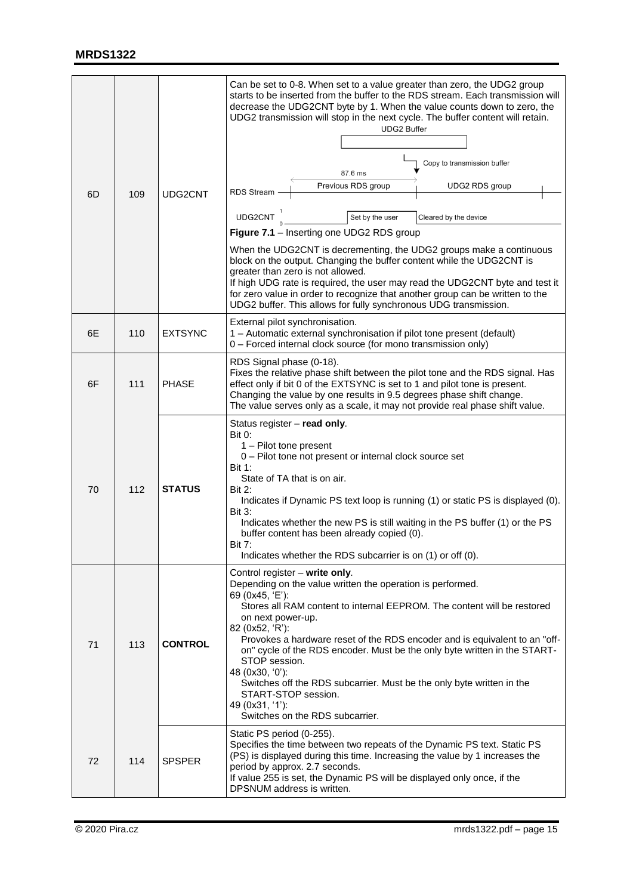| | | | |
|---|---|---|---|
| 6D | 109 | UDG2CNT | Can be set to 0-8. When set to a value greater than zero, the UDG2 group starts to be inserted from the buffer to the RDS stream. Each transmission will decrease the UDG2CNT byte by 1. When the value counts down to zero, the UDG2 transmission will stop in the next cycle. The buffer content will retain.<br>UDG2 Buffer<br>Copy to transmission buffer<br>87.6 ms<br>RDS Stream — Previous RDS group — UDG2 RDS group<br>UDG2CNT 1 0 — Set by the user — Cleared by the device<br>**Figure 7.1** – Inserting one UDG2 RDS group<br>When the UDG2CNT is decrementing, the UDG2 groups make a continuous block on the output. Changing the buffer content while the UDG2CNT is greater than zero is not allowed.<br>If high UDG rate is required, the user may read the UDG2CNT byte and test it for zero value in order to recognize that another group can be written to the UDG2 buffer. This allows for fully synchronous UDG transmission. |
| 6E | 110 | EXTSYNC | External pilot synchronisation.<br>1 – Automatic external synchronisation if pilot tone present (default)<br>0 – Forced internal clock source (for mono transmission only) |
| 6F | 111 | PHASE | RDS Signal phase (0-18).<br>Fixes the relative phase shift between the pilot tone and the RDS signal. Has effect only if bit 0 of the EXTSYNC is set to 1 and pilot tone is present.<br>Changing the value by one results in 9.5 degrees phase shift change.<br>The value serves only as a scale, it may not provide real phase shift value. |
| 70 | 112 | **STATUS** | Status register – **read only**.<br>Bit 0:<br>1 – Pilot tone present<br>0 – Pilot tone not present or internal clock source set<br>Bit 1:<br>State of TA that is on air.<br>Bit 2:<br>Indicates if Dynamic PS text loop is running (1) or static PS is displayed (0).<br>Bit 3:<br>Indicates whether the new PS is still waiting in the PS buffer (1) or the PS buffer content has been already copied (0).<br>Bit 7:<br>Indicates whether the RDS subcarrier is on (1) or off (0). |
| 71 | 113 | **CONTROL** | Control register – **write only**.<br>Depending on the value written the operation is performed.<br>69 (0x45, 'E'):<br>Stores all RAM content to internal EEPROM. The content will be restored on next power-up.<br>82 (0x52, 'R'):<br>Provokes a hardware reset of the RDS encoder and is equivalent to an "off-on" cycle of the RDS encoder. Must be the only byte written in the START-STOP session.<br>48 (0x30, '0'):<br>Switches off the RDS subcarrier. Must be the only byte written in the START-STOP session.<br>49 (0x31, '1'):<br>Switches on the RDS subcarrier. |
| 72 | 114 | SPSPER | Static PS period (0-255).<br>Specifies the time between two repeats of the Dynamic PS text. Static PS (PS) is displayed during this time. Increasing the value by 1 increases the period by approx. 2.7 seconds.<br>If value 255 is set, the Dynamic PS will be displayed only once, if the DPSNUM address is written. |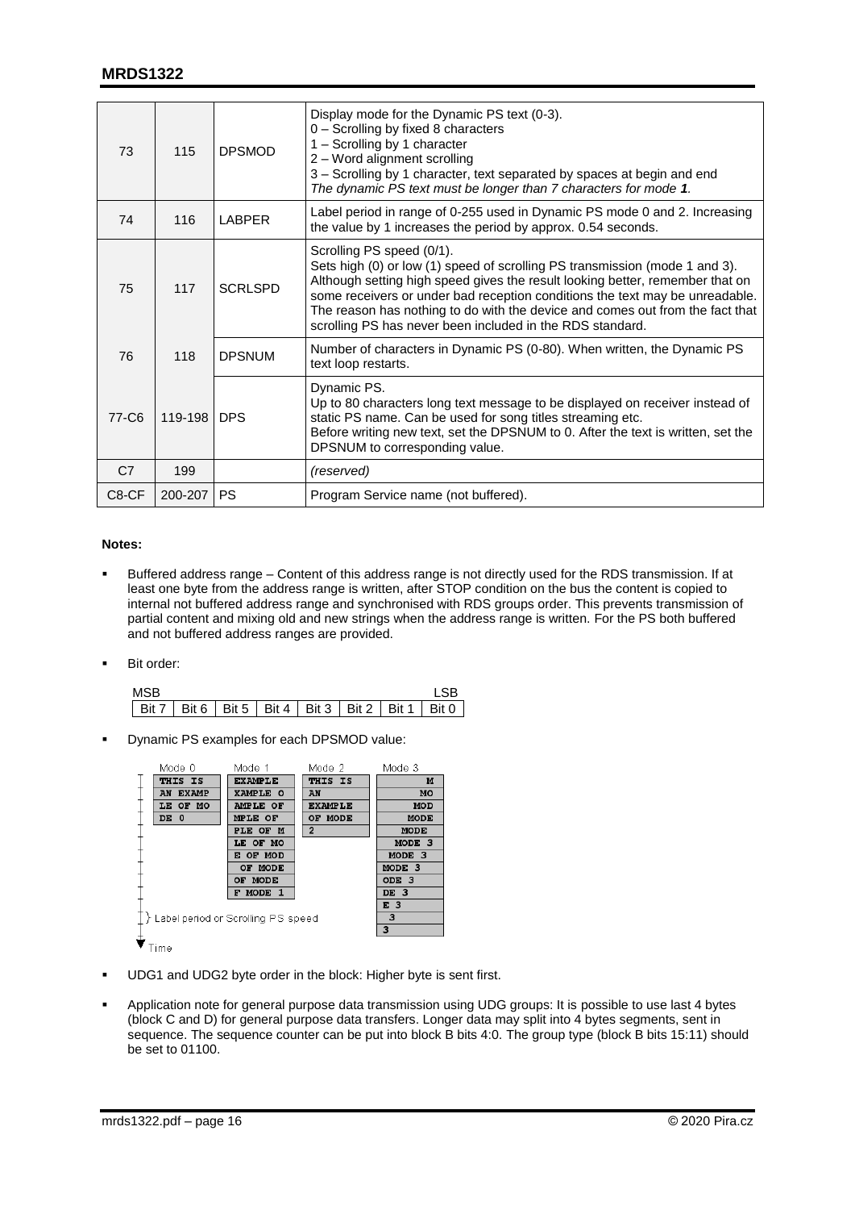| | | | |
|---|---|---|---|
| 73 | 115 | DPSMOD | Display mode for the Dynamic PS text (0-3).<br>0 – Scrolling by fixed 8 characters<br>1 – Scrolling by 1 character<br>2 – Word alignment scrolling<br>3 – Scrolling by 1 character, text separated by spaces at begin and end<br>*The dynamic PS text must be longer than 7 characters for mode **1**.* |
| 74 | 116 | LABPER | Label period in range of 0-255 used in Dynamic PS mode 0 and 2. Increasing the value by 1 increases the period by approx. 0.54 seconds. |
| 75 | 117 | SCRLSPD | Scrolling PS speed (0/1).<br>Sets high (0) or low (1) speed of scrolling PS transmission (mode 1 and 3). Although setting high speed gives the result looking better, remember that on some receivers or under bad reception conditions the text may be unreadable. The reason has nothing to do with the device and comes out from the fact that scrolling PS has never been included in the RDS standard. |
| 76 | 118 | DPSNUM | Number of characters in Dynamic PS (0-80). When written, the Dynamic PS text loop restarts. |
| 77-C6 | 119-198 | DPS | Dynamic PS.<br>Up to 80 characters long text message to be displayed on receiver instead of static PS name. Can be used for song titles streaming etc.<br>Before writing new text, set the DPSNUM to 0. After the text is written, set the DPSNUM to corresponding value. |
| C7 | 199 | | *(reserved)* |
| C8-CF | 200-207 | PS | Program Service name (not buffered). |

**Notes:**

- Buffered address range – Content of this address range is not directly used for the RDS transmission. If at least one byte from the address range is written, after STOP condition on the bus the content is copied to internal not buffered address range and synchronised with RDS groups order. This prevents transmission of partial content and mixing old and new strings when the address range is written. For the PS both buffered and not buffered address ranges are provided.

- Bit order:

| MSB | | | | | | | LSB |
|---|---|---|---|---|---|---|---|
| Bit 7 | Bit 6 | Bit 5 | Bit 4 | Bit 3 | Bit 2 | Bit 1 | Bit 0 |

- Dynamic PS examples for each DPSMOD value:

| Mode 0 | Mode 1 | Mode 2 | Mode 3 |
|---|---|---|---|
| THIS IS | EXAMPLE | THIS IS | M |
| AN EXAMP | XAMPLE O | AN | MO |
| LE OF MO | AMPLE OF | EXAMPLE | MOD |
| DE 0 | MPLE OF | OF MODE | MODE |
| | PLE OF M | 2 | MODE |
| | LE OF MO | | MODE 3 |
| | E OF MOD | | MODE 3 |
| | OF MODE | | MODE 3 |
| | OF MODE | | ODE 3 |
| | F MODE 1 | | DE 3 |
| | | | E 3 |
| | | | 3 |
| | | | 3 |

} Label period or Scrolling PS speed

Time

- UDG1 and UDG2 byte order in the block: Higher byte is sent first.

- Application note for general purpose data transmission using UDG groups: It is possible to use last 4 bytes (block C and D) for general purpose data transfers. Longer data may split into 4 bytes segments, sent in sequence. The sequence counter can be put into block B bits 4:0. The group type (block B bits 15:11) should be set to 01100.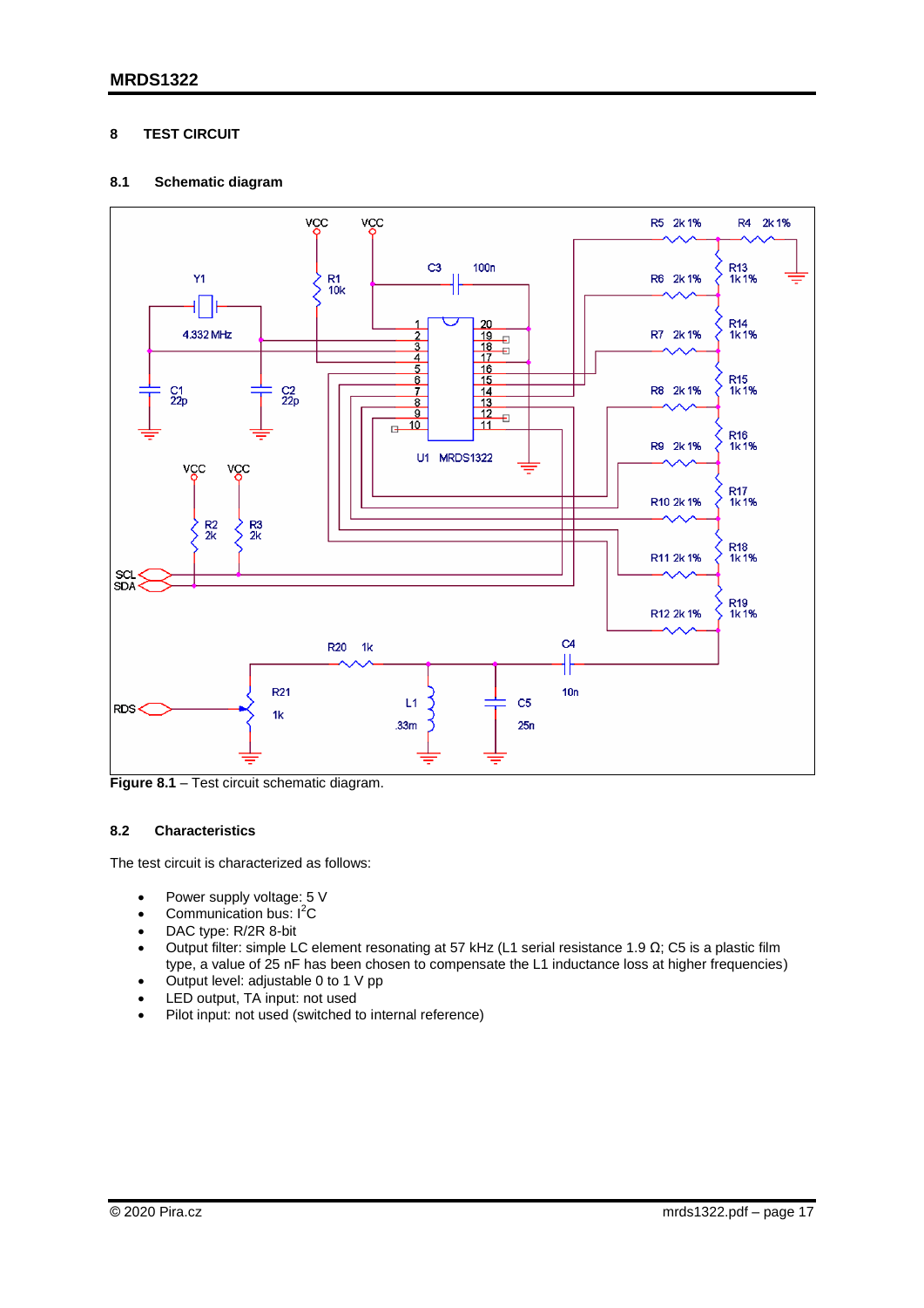## 8 TEST CIRCUIT

### 8.1 Schematic diagram

**Figure 8.1** – Test circuit schematic diagram.

### 8.2 Characteristics

The test circuit is characterized as follows:

- Power supply voltage: 5 V
- Communication bus: $I^2C$
- DAC type: R/2R 8-bit
- Output filter: simple LC element resonating at 57 kHz (L1 serial resistance 1.9 Ω; C5 is a plastic film type, a value of 25 nF has been chosen to compensate the L1 inductance loss at higher frequencies)
- Output level: adjustable 0 to 1 V pp
- LED output, TA input: not used
- Pilot input: not used (switched to internal reference)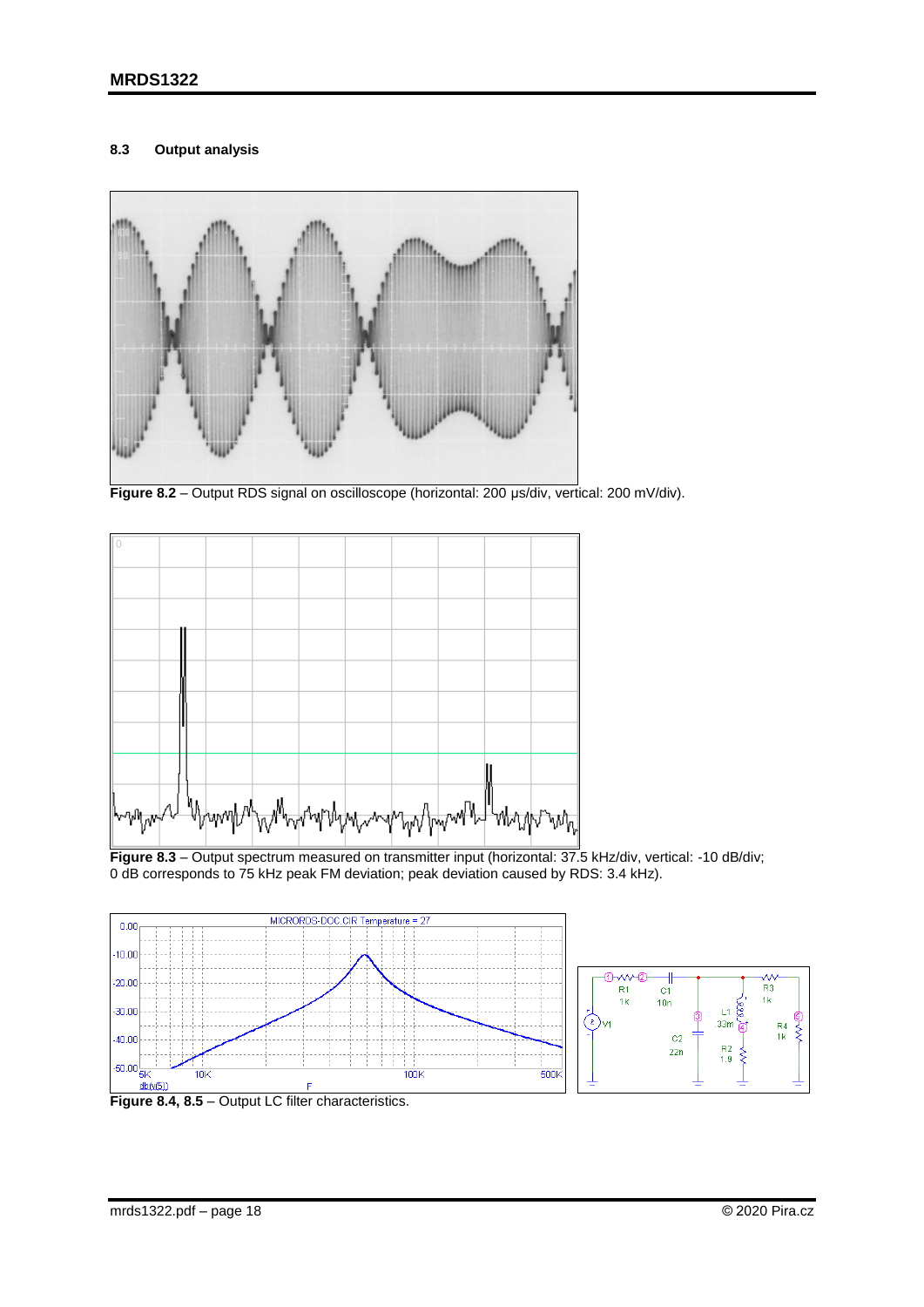### 8.3 Output analysis

**Figure 8.2** – Output RDS signal on oscilloscope (horizontal: 200 µs/div, vertical: 200 mV/div).

**Figure 8.3** – Output spectrum measured on transmitter input (horizontal: 37.5 kHz/div, vertical: -10 dB/div; 0 dB corresponds to 75 kHz peak FM deviation; peak deviation caused by RDS: 3.4 kHz).

**Figure 8.4, 8.5** – Output LC filter characteristics.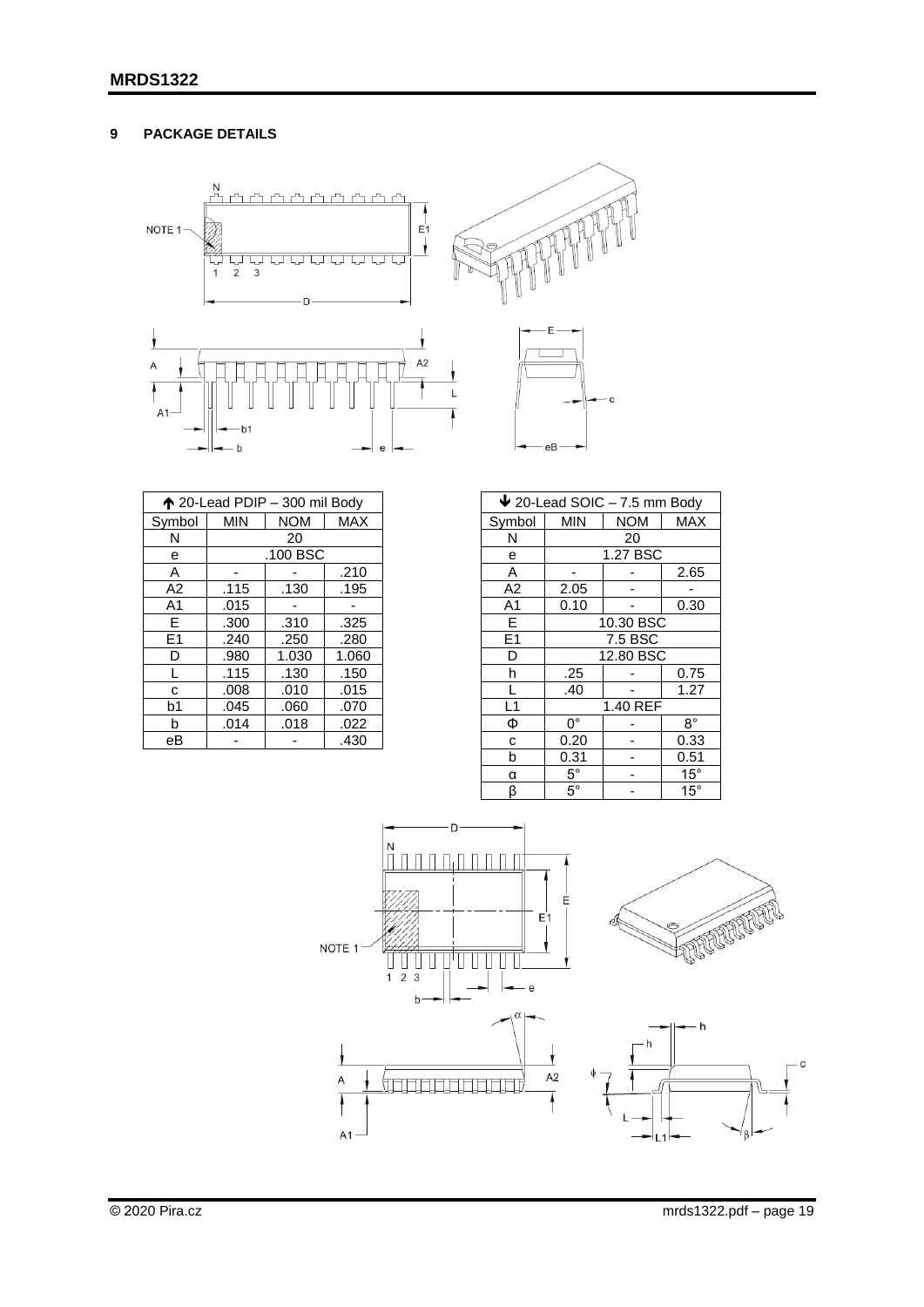## 9 PACKAGE DETAILS

| ↑ 20-Lead PDIP – 300 mil Body | | | |
|---|---|---|---|
| Symbol | MIN | NOM | MAX |
| N | 20 | | |
| e | .100 BSC | | |
| A | - | - | .210 |
| A2 | .115 | .130 | .195 |
| A1 | .015 | - | - |
| E | .300 | .310 | .325 |
| E1 | .240 | .250 | .280 |
| D | .980 | 1.030 | 1.060 |
| L | .115 | .130 | .150 |
| c | .008 | .010 | .015 |
| b1 | .045 | .060 | .070 |
| b | .014 | .018 | .022 |
| eB | - | - | .430 |

| ↓ 20-Lead SOIC – 7.5 mm Body | | | |
|---|---|---|---|
| Symbol | MIN | NOM | MAX |
| N | 20 | | |
| e | 1.27 BSC | | |
| A | - | - | 2.65 |
| A2 | 2.05 | - | - |
| A1 | 0.10 | - | 0.30 |
| E | 10.30 BSC | | |
| E1 | 7.5 BSC | | |
| D | 12.80 BSC | | |
| h | .25 | - | 0.75 |
| L | .40 | - | 1.27 |
| L1 | 1.40 REF | | |
| Φ | 0° | - | 8° |
| c | 0.20 | - | 0.33 |
| b | 0.31 | - | 0.51 |
| α | 5° | - | 15° |
| β | 5° | - | 15° |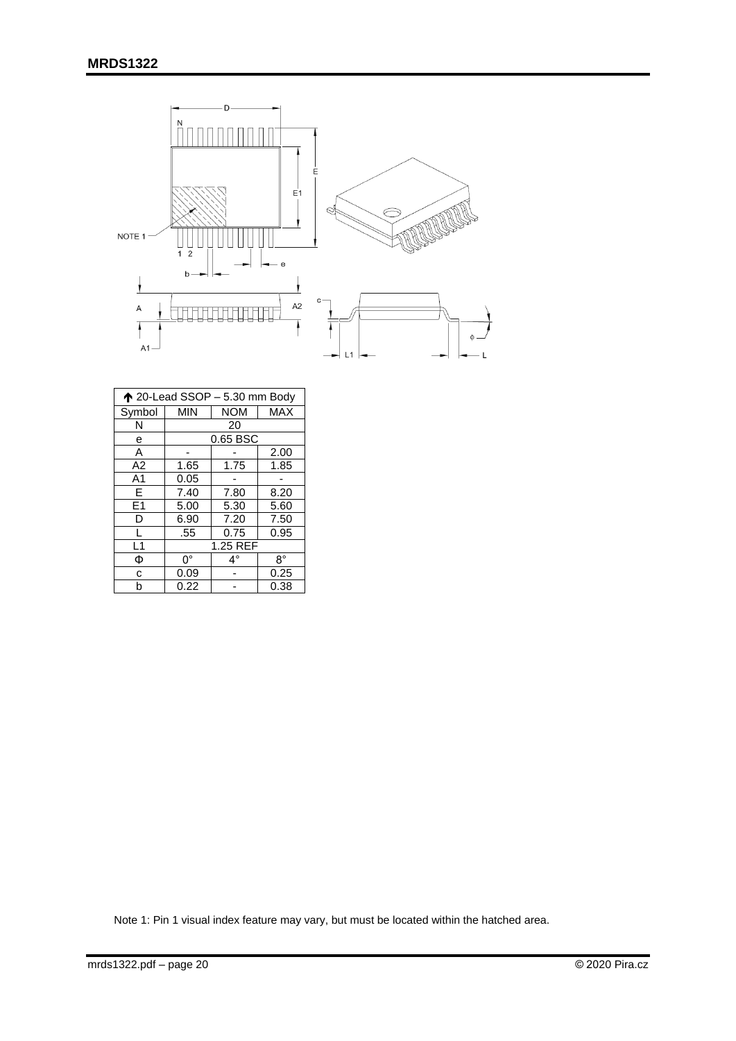N

NOTE 1

1 2

D

E

E1

b

e

A

A2

A1

c

L1

L

ϕ

| ↑ 20-Lead SSOP – 5.30 mm Body | | | |
|---|---|---|---|
| Symbol | MIN | NOM | MAX |
| N | | 20 | |
| e | | 0.65 BSC | |
| A | - | - | 2.00 |
| A2 | 1.65 | 1.75 | 1.85 |
| A1 | 0.05 | - | - |
| E | 7.40 | 7.80 | 8.20 |
| E1 | 5.00 | 5.30 | 5.60 |
| D | 6.90 | 7.20 | 7.50 |
| L | .55 | 0.75 | 0.95 |
| L1 | | 1.25 REF | |
| Φ | 0° | 4° | 8° |
| c | 0.09 | - | 0.25 |
| b | 0.22 | - | 0.38 |

Note 1: Pin 1 visual index feature may vary, but must be located within the hatched area.